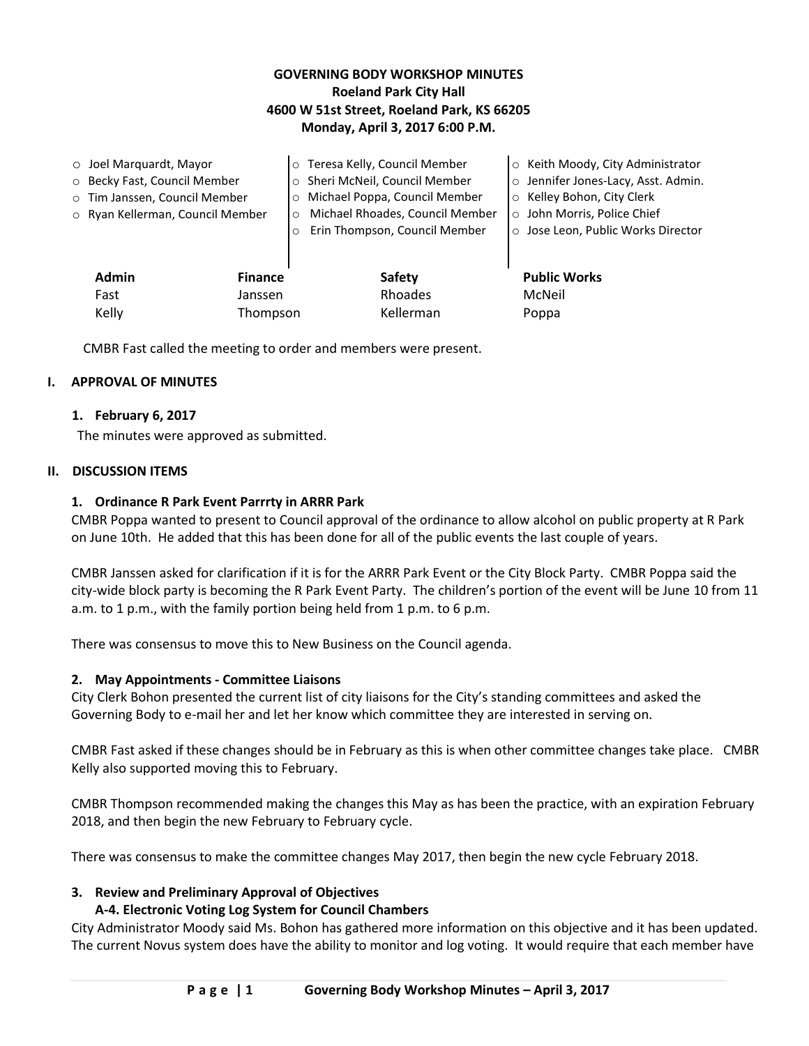**GOVERNING BODY WORKSHOP MINUTES**
**Roeland Park City Hall**
**4600 W 51st Street, Roeland Park, KS 66205**
**Monday, April 3, 2017 6:00 P.M.**

- Joel Marquardt, Mayor
- Becky Fast, Council Member
- Tim Janssen, Council Member
- Ryan Kellerman, Council Member
- Teresa Kelly, Council Member
- Sheri McNeil, Council Member
- Michael Poppa, Council Member
- Michael Rhoades, Council Member
- Erin Thompson, Council Member
- Keith Moody, City Administrator
- Jennifer Jones-Lacy, Asst. Admin.
- Kelley Bohon, City Clerk
- John Morris, Police Chief
- Jose Leon, Public Works Director

| Admin | Finance | Safety | Public Works |
|---|---|---|---|
| Fast | Janssen | Rhoades | McNeil |
| Kelly | Thompson | Kellerman | Poppa |

CMBR Fast called the meeting to order and members were present.

## I. APPROVAL OF MINUTES

### 1. February 6, 2017

The minutes were approved as submitted.

## II. DISCUSSION ITEMS

### 1. Ordinance R Park Event Parrrty in ARRR Park

CMBR Poppa wanted to present to Council approval of the ordinance to allow alcohol on public property at R Park on June 10th. He added that this has been done for all of the public events the last couple of years.

CMBR Janssen asked for clarification if it is for the ARRR Park Event or the City Block Party. CMBR Poppa said the city-wide block party is becoming the R Park Event Party. The children's portion of the event will be June 10 from 11 a.m. to 1 p.m., with the family portion being held from 1 p.m. to 6 p.m.

There was consensus to move this to New Business on the Council agenda.

### 2. May Appointments - Committee Liaisons

City Clerk Bohon presented the current list of city liaisons for the City's standing committees and asked the Governing Body to e-mail her and let her know which committee they are interested in serving on.

CMBR Fast asked if these changes should be in February as this is when other committee changes take place. CMBR Kelly also supported moving this to February.

CMBR Thompson recommended making the changes this May as has been the practice, with an expiration February 2018, and then begin the new February to February cycle.

There was consensus to make the committee changes May 2017, then begin the new cycle February 2018.

### 3. Review and Preliminary Approval of Objectives

**A-4. Electronic Voting Log System for Council Chambers**

City Administrator Moody said Ms. Bohon has gathered more information on this objective and it has been updated. The current Novus system does have the ability to monitor and log voting. It would require that each member have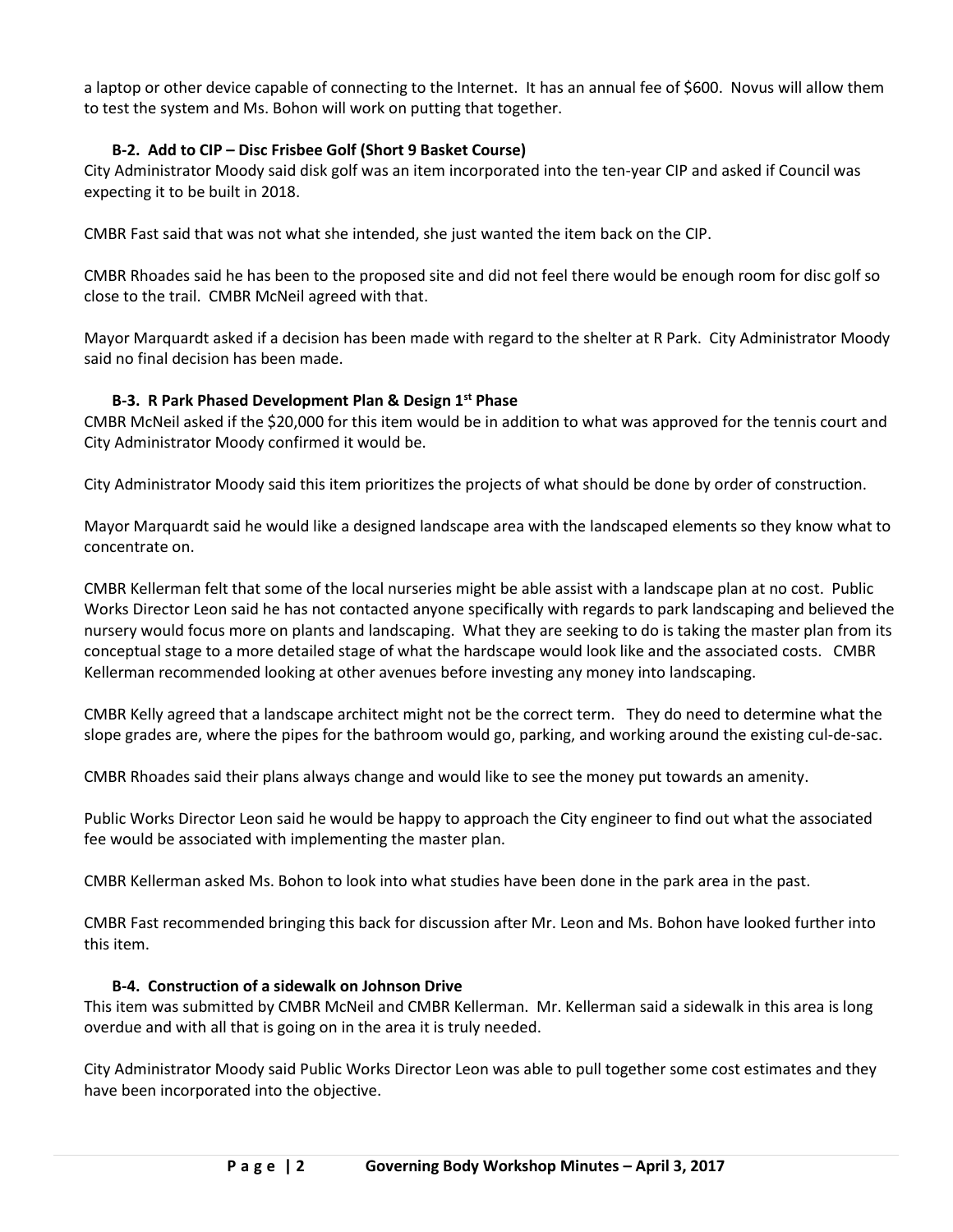a laptop or other device capable of connecting to the Internet. It has an annual fee of $600. Novus will allow them to test the system and Ms. Bohon will work on putting that together.

### B-2. Add to CIP – Disc Frisbee Golf (Short 9 Basket Course)

City Administrator Moody said disk golf was an item incorporated into the ten-year CIP and asked if Council was expecting it to be built in 2018.

CMBR Fast said that was not what she intended, she just wanted the item back on the CIP.

CMBR Rhoades said he has been to the proposed site and did not feel there would be enough room for disc golf so close to the trail. CMBR McNeil agreed with that.

Mayor Marquardt asked if a decision has been made with regard to the shelter at R Park. City Administrator Moody said no final decision has been made.

### B-3. R Park Phased Development Plan & Design 1st Phase

CMBR McNeil asked if the $20,000 for this item would be in addition to what was approved for the tennis court and City Administrator Moody confirmed it would be.

City Administrator Moody said this item prioritizes the projects of what should be done by order of construction.

Mayor Marquardt said he would like a designed landscape area with the landscaped elements so they know what to concentrate on.

CMBR Kellerman felt that some of the local nurseries might be able assist with a landscape plan at no cost. Public Works Director Leon said he has not contacted anyone specifically with regards to park landscaping and believed the nursery would focus more on plants and landscaping. What they are seeking to do is taking the master plan from its conceptual stage to a more detailed stage of what the hardscape would look like and the associated costs. CMBR Kellerman recommended looking at other avenues before investing any money into landscaping.

CMBR Kelly agreed that a landscape architect might not be the correct term. They do need to determine what the slope grades are, where the pipes for the bathroom would go, parking, and working around the existing cul-de-sac.

CMBR Rhoades said their plans always change and would like to see the money put towards an amenity.

Public Works Director Leon said he would be happy to approach the City engineer to find out what the associated fee would be associated with implementing the master plan.

CMBR Kellerman asked Ms. Bohon to look into what studies have been done in the park area in the past.

CMBR Fast recommended bringing this back for discussion after Mr. Leon and Ms. Bohon have looked further into this item.

### B-4. Construction of a sidewalk on Johnson Drive

This item was submitted by CMBR McNeil and CMBR Kellerman. Mr. Kellerman said a sidewalk in this area is long overdue and with all that is going on in the area it is truly needed.

City Administrator Moody said Public Works Director Leon was able to pull together some cost estimates and they have been incorporated into the objective.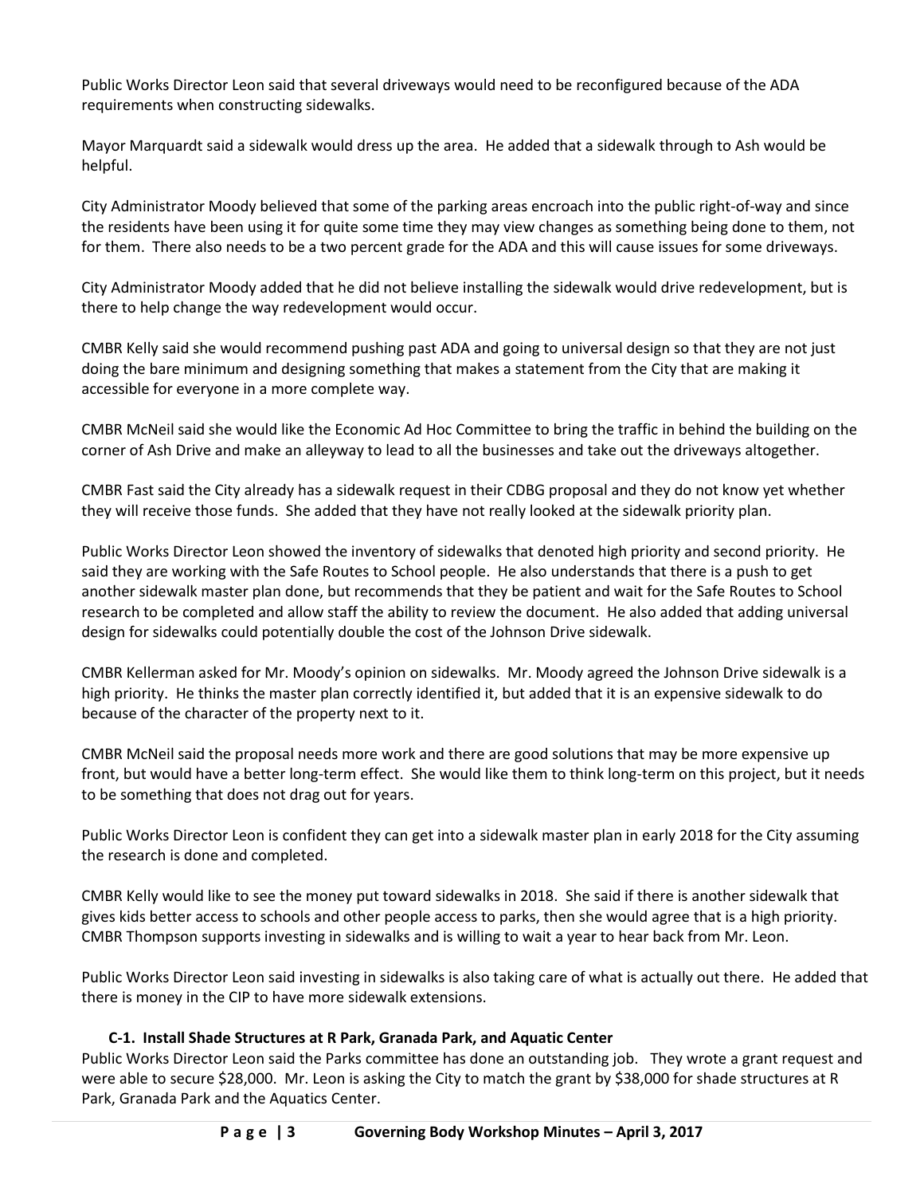Public Works Director Leon said that several driveways would need to be reconfigured because of the ADA requirements when constructing sidewalks.

Mayor Marquardt said a sidewalk would dress up the area. He added that a sidewalk through to Ash would be helpful.

City Administrator Moody believed that some of the parking areas encroach into the public right-of-way and since the residents have been using it for quite some time they may view changes as something being done to them, not for them. There also needs to be a two percent grade for the ADA and this will cause issues for some driveways.

City Administrator Moody added that he did not believe installing the sidewalk would drive redevelopment, but is there to help change the way redevelopment would occur.

CMBR Kelly said she would recommend pushing past ADA and going to universal design so that they are not just doing the bare minimum and designing something that makes a statement from the City that are making it accessible for everyone in a more complete way.

CMBR McNeil said she would like the Economic Ad Hoc Committee to bring the traffic in behind the building on the corner of Ash Drive and make an alleyway to lead to all the businesses and take out the driveways altogether.

CMBR Fast said the City already has a sidewalk request in their CDBG proposal and they do not know yet whether they will receive those funds. She added that they have not really looked at the sidewalk priority plan.

Public Works Director Leon showed the inventory of sidewalks that denoted high priority and second priority. He said they are working with the Safe Routes to School people. He also understands that there is a push to get another sidewalk master plan done, but recommends that they be patient and wait for the Safe Routes to School research to be completed and allow staff the ability to review the document. He also added that adding universal design for sidewalks could potentially double the cost of the Johnson Drive sidewalk.

CMBR Kellerman asked for Mr. Moody's opinion on sidewalks. Mr. Moody agreed the Johnson Drive sidewalk is a high priority. He thinks the master plan correctly identified it, but added that it is an expensive sidewalk to do because of the character of the property next to it.

CMBR McNeil said the proposal needs more work and there are good solutions that may be more expensive up front, but would have a better long-term effect. She would like them to think long-term on this project, but it needs to be something that does not drag out for years.

Public Works Director Leon is confident they can get into a sidewalk master plan in early 2018 for the City assuming the research is done and completed.

CMBR Kelly would like to see the money put toward sidewalks in 2018. She said if there is another sidewalk that gives kids better access to schools and other people access to parks, then she would agree that is a high priority. CMBR Thompson supports investing in sidewalks and is willing to wait a year to hear back from Mr. Leon.

Public Works Director Leon said investing in sidewalks is also taking care of what is actually out there. He added that there is money in the CIP to have more sidewalk extensions.

### C-1. Install Shade Structures at R Park, Granada Park, and Aquatic Center

Public Works Director Leon said the Parks committee has done an outstanding job. They wrote a grant request and were able to secure $28,000. Mr. Leon is asking the City to match the grant by $38,000 for shade structures at R Park, Granada Park and the Aquatics Center.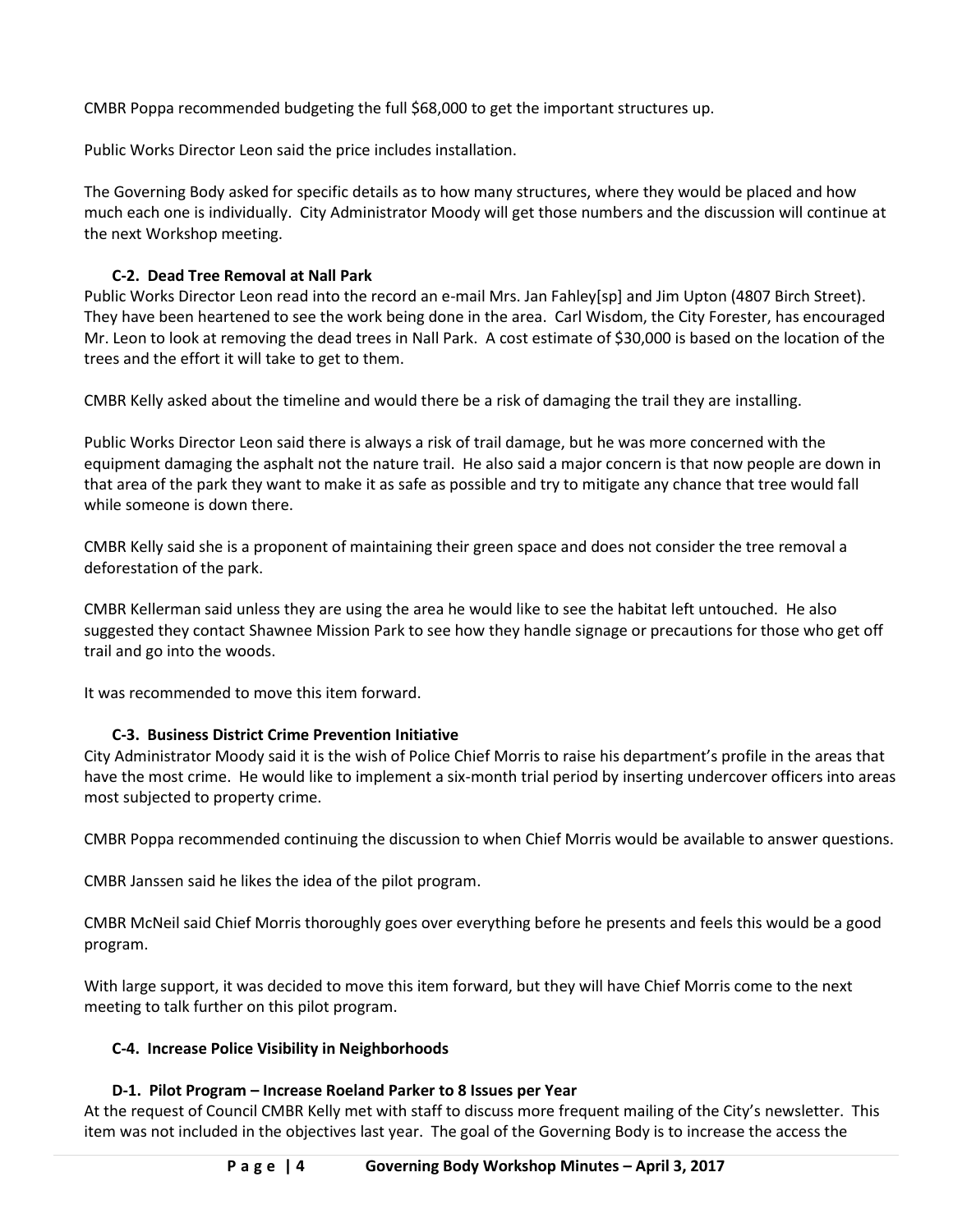CMBR Poppa recommended budgeting the full $68,000 to get the important structures up.

Public Works Director Leon said the price includes installation.

The Governing Body asked for specific details as to how many structures, where they would be placed and how much each one is individually. City Administrator Moody will get those numbers and the discussion will continue at the next Workshop meeting.

### C-2. Dead Tree Removal at Nall Park

Public Works Director Leon read into the record an e-mail Mrs. Jan Fahley[sp] and Jim Upton (4807 Birch Street). They have been heartened to see the work being done in the area. Carl Wisdom, the City Forester, has encouraged Mr. Leon to look at removing the dead trees in Nall Park. A cost estimate of $30,000 is based on the location of the trees and the effort it will take to get to them.

CMBR Kelly asked about the timeline and would there be a risk of damaging the trail they are installing.

Public Works Director Leon said there is always a risk of trail damage, but he was more concerned with the equipment damaging the asphalt not the nature trail. He also said a major concern is that now people are down in that area of the park they want to make it as safe as possible and try to mitigate any chance that tree would fall while someone is down there.

CMBR Kelly said she is a proponent of maintaining their green space and does not consider the tree removal a deforestation of the park.

CMBR Kellerman said unless they are using the area he would like to see the habitat left untouched. He also suggested they contact Shawnee Mission Park to see how they handle signage or precautions for those who get off trail and go into the woods.

It was recommended to move this item forward.

### C-3. Business District Crime Prevention Initiative

City Administrator Moody said it is the wish of Police Chief Morris to raise his department's profile in the areas that have the most crime. He would like to implement a six-month trial period by inserting undercover officers into areas most subjected to property crime.

CMBR Poppa recommended continuing the discussion to when Chief Morris would be available to answer questions.

CMBR Janssen said he likes the idea of the pilot program.

CMBR McNeil said Chief Morris thoroughly goes over everything before he presents and feels this would be a good program.

With large support, it was decided to move this item forward, but they will have Chief Morris come to the next meeting to talk further on this pilot program.

### C-4. Increase Police Visibility in Neighborhoods

### D-1. Pilot Program – Increase Roeland Parker to 8 Issues per Year

At the request of Council CMBR Kelly met with staff to discuss more frequent mailing of the City's newsletter. This item was not included in the objectives last year. The goal of the Governing Body is to increase the access the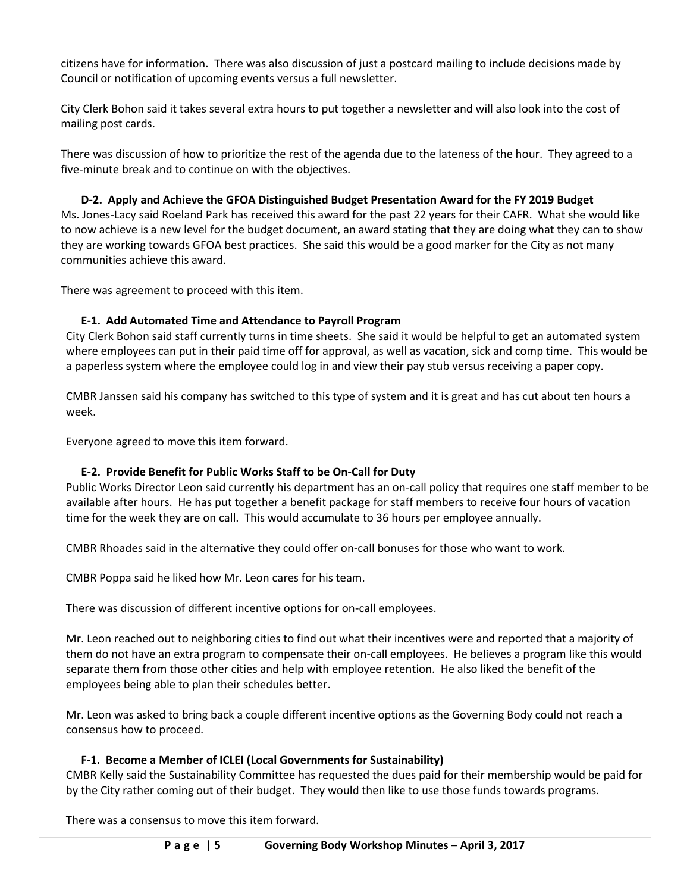citizens have for information. There was also discussion of just a postcard mailing to include decisions made by Council or notification of upcoming events versus a full newsletter.

City Clerk Bohon said it takes several extra hours to put together a newsletter and will also look into the cost of mailing post cards.

There was discussion of how to prioritize the rest of the agenda due to the lateness of the hour. They agreed to a five-minute break and to continue on with the objectives.

**D-2. Apply and Achieve the GFOA Distinguished Budget Presentation Award for the FY 2019 Budget**

Ms. Jones-Lacy said Roeland Park has received this award for the past 22 years for their CAFR. What she would like to now achieve is a new level for the budget document, an award stating that they are doing what they can to show they are working towards GFOA best practices. She said this would be a good marker for the City as not many communities achieve this award.

There was agreement to proceed with this item.

**E-1. Add Automated Time and Attendance to Payroll Program**

City Clerk Bohon said staff currently turns in time sheets. She said it would be helpful to get an automated system where employees can put in their paid time off for approval, as well as vacation, sick and comp time. This would be a paperless system where the employee could log in and view their pay stub versus receiving a paper copy.

CMBR Janssen said his company has switched to this type of system and it is great and has cut about ten hours a week.

Everyone agreed to move this item forward.

**E-2. Provide Benefit for Public Works Staff to be On-Call for Duty**

Public Works Director Leon said currently his department has an on-call policy that requires one staff member to be available after hours. He has put together a benefit package for staff members to receive four hours of vacation time for the week they are on call. This would accumulate to 36 hours per employee annually.

CMBR Rhoades said in the alternative they could offer on-call bonuses for those who want to work.

CMBR Poppa said he liked how Mr. Leon cares for his team.

There was discussion of different incentive options for on-call employees.

Mr. Leon reached out to neighboring cities to find out what their incentives were and reported that a majority of them do not have an extra program to compensate their on-call employees. He believes a program like this would separate them from those other cities and help with employee retention. He also liked the benefit of the employees being able to plan their schedules better.

Mr. Leon was asked to bring back a couple different incentive options as the Governing Body could not reach a consensus how to proceed.

**F-1. Become a Member of ICLEI (Local Governments for Sustainability)**

CMBR Kelly said the Sustainability Committee has requested the dues paid for their membership would be paid for by the City rather coming out of their budget. They would then like to use those funds towards programs.

There was a consensus to move this item forward.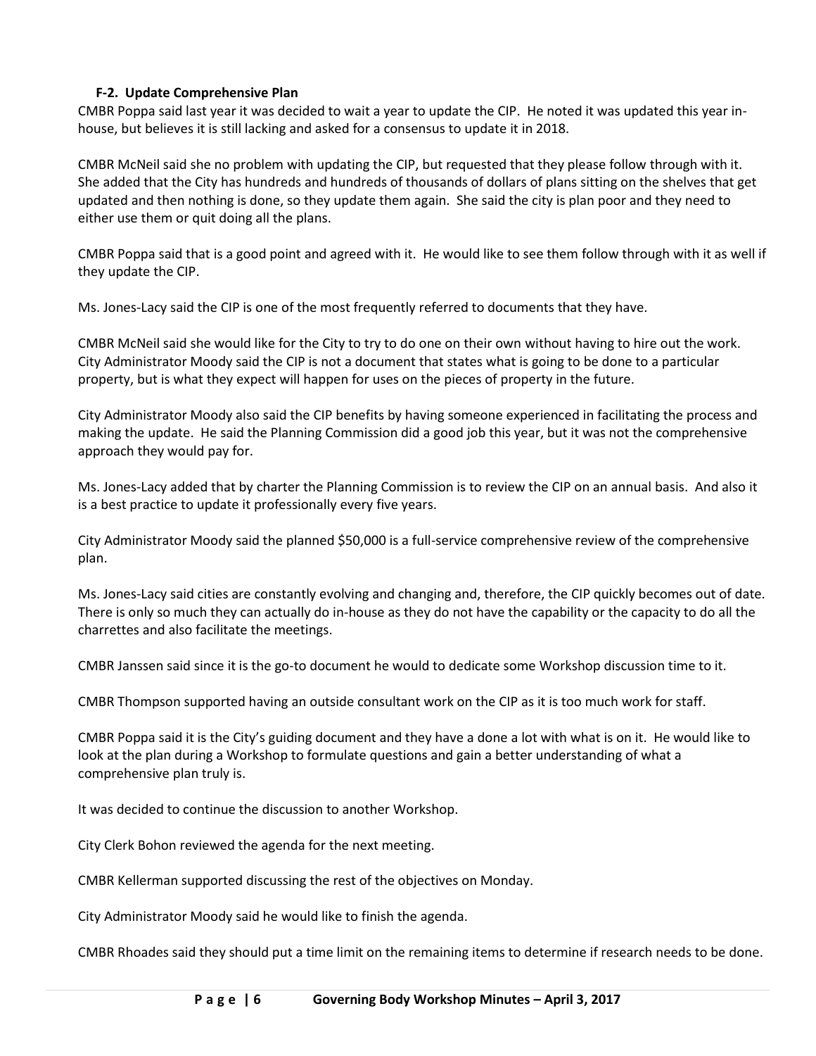**F-2. Update Comprehensive Plan**

CMBR Poppa said last year it was decided to wait a year to update the CIP. He noted it was updated this year in-house, but believes it is still lacking and asked for a consensus to update it in 2018.

CMBR McNeil said she no problem with updating the CIP, but requested that they please follow through with it. She added that the City has hundreds and hundreds of thousands of dollars of plans sitting on the shelves that get updated and then nothing is done, so they update them again. She said the city is plan poor and they need to either use them or quit doing all the plans.

CMBR Poppa said that is a good point and agreed with it. He would like to see them follow through with it as well if they update the CIP.

Ms. Jones-Lacy said the CIP is one of the most frequently referred to documents that they have.

CMBR McNeil said she would like for the City to try to do one on their own without having to hire out the work. City Administrator Moody said the CIP is not a document that states what is going to be done to a particular property, but is what they expect will happen for uses on the pieces of property in the future.

City Administrator Moody also said the CIP benefits by having someone experienced in facilitating the process and making the update. He said the Planning Commission did a good job this year, but it was not the comprehensive approach they would pay for.

Ms. Jones-Lacy added that by charter the Planning Commission is to review the CIP on an annual basis. And also it is a best practice to update it professionally every five years.

City Administrator Moody said the planned $50,000 is a full-service comprehensive review of the comprehensive plan.

Ms. Jones-Lacy said cities are constantly evolving and changing and, therefore, the CIP quickly becomes out of date. There is only so much they can actually do in-house as they do not have the capability or the capacity to do all the charrettes and also facilitate the meetings.

CMBR Janssen said since it is the go-to document he would to dedicate some Workshop discussion time to it.

CMBR Thompson supported having an outside consultant work on the CIP as it is too much work for staff.

CMBR Poppa said it is the City's guiding document and they have a done a lot with what is on it. He would like to look at the plan during a Workshop to formulate questions and gain a better understanding of what a comprehensive plan truly is.

It was decided to continue the discussion to another Workshop.

City Clerk Bohon reviewed the agenda for the next meeting.

CMBR Kellerman supported discussing the rest of the objectives on Monday.

City Administrator Moody said he would like to finish the agenda.

CMBR Rhoades said they should put a time limit on the remaining items to determine if research needs to be done.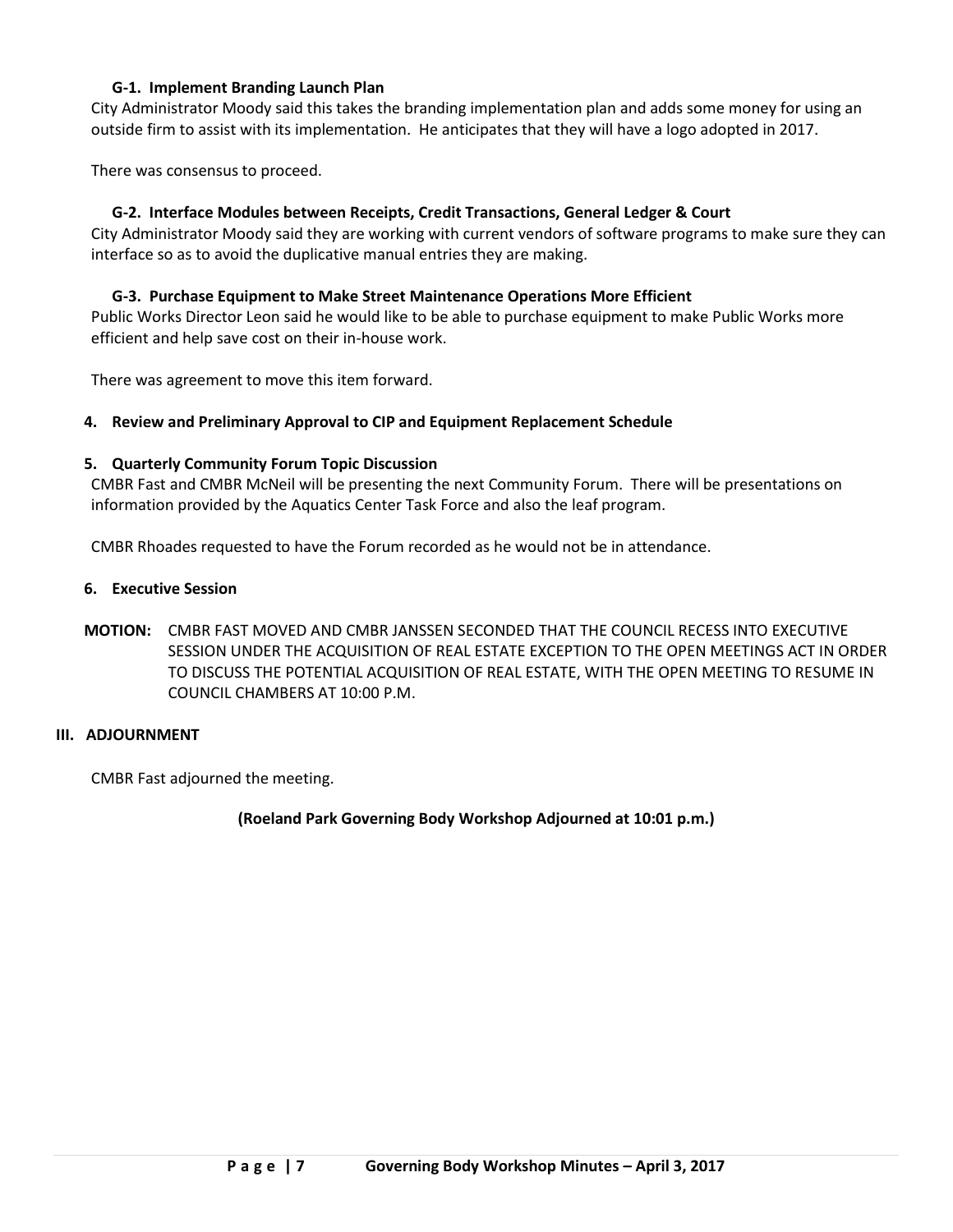#### G-1. Implement Branding Launch Plan

City Administrator Moody said this takes the branding implementation plan and adds some money for using an outside firm to assist with its implementation. He anticipates that they will have a logo adopted in 2017.

There was consensus to proceed.

#### G-2. Interface Modules between Receipts, Credit Transactions, General Ledger & Court

City Administrator Moody said they are working with current vendors of software programs to make sure they can interface so as to avoid the duplicative manual entries they are making.

#### G-3. Purchase Equipment to Make Street Maintenance Operations More Efficient

Public Works Director Leon said he would like to be able to purchase equipment to make Public Works more efficient and help save cost on their in-house work.

There was agreement to move this item forward.

### 4. Review and Preliminary Approval to CIP and Equipment Replacement Schedule

### 5. Quarterly Community Forum Topic Discussion

CMBR Fast and CMBR McNeil will be presenting the next Community Forum. There will be presentations on information provided by the Aquatics Center Task Force and also the leaf program.

CMBR Rhoades requested to have the Forum recorded as he would not be in attendance.

### 6. Executive Session

**MOTION:** CMBR FAST MOVED AND CMBR JANSSEN SECONDED THAT THE COUNCIL RECESS INTO EXECUTIVE SESSION UNDER THE ACQUISITION OF REAL ESTATE EXCEPTION TO THE OPEN MEETINGS ACT IN ORDER TO DISCUSS THE POTENTIAL ACQUISITION OF REAL ESTATE, WITH THE OPEN MEETING TO RESUME IN COUNCIL CHAMBERS AT 10:00 P.M.

## III. ADJOURNMENT

CMBR Fast adjourned the meeting.

**(Roeland Park Governing Body Workshop Adjourned at 10:01 p.m.)**